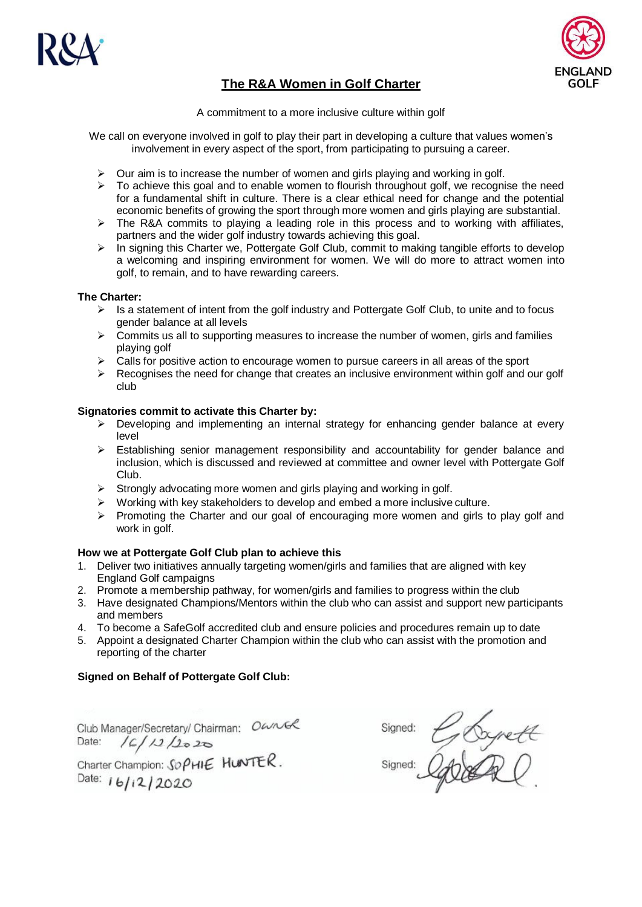# The R&A Women in Golf Charter

A commitment to a more inclusive culture within golf

We call on everyone involved in golf to play their part in developing a culture that values women's involvement in every aspect of the sport, from participating to pursuing a career.

- Our aim is to increase the number of women and girls playing and working in golf.
- To achieve this goal and to enable women to flourish throughout golf, we recognise the need for a fundamental shift in culture. There is a clear ethical need for change and the potential economic benefits of growing the sport through more women and girls playing are substantial.
- The R&A commits to playing a leading role in this process and to working with affiliates, partners and the wider golf industry towards achieving this goal.
- In signing this Charter we, Pottergate Golf Club, commit to making tangible efforts to develop a welcoming and inspiring environment for women. We will do more to attract women into golf, to remain, and to have rewarding careers.

**The Charter:**

- Is a statement of intent from the golf industry and Pottergate Golf Club, to unite and to focus gender balance at all levels
- Commits us all to supporting measures to increase the number of women, girls and families playing golf
- Calls for positive action to encourage women to pursue careers in all areas of the sport
- Recognises the need for change that creates an inclusive environment within golf and our golf club

**Signatories commit to activate this Charter by:**

- Developing and implementing an internal strategy for enhancing gender balance at every level
- Establishing senior management responsibility and accountability for gender balance and inclusion, which is discussed and reviewed at committee and owner level with Pottergate Golf Club.
- Strongly advocating more women and girls playing and working in golf.
- Working with key stakeholders to develop and embed a more inclusive culture.
- Promoting the Charter and our goal of encouraging more women and girls to play golf and work in golf.

**How we at Pottergate Golf Club plan to achieve this**

1. Deliver two initiatives annually targeting women/girls and families that are aligned with key England Golf campaigns
2. Promote a membership pathway, for women/girls and families to progress within the club
3. Have designated Champions/Mentors within the club who can assist and support new participants and members
4. To become a SafeGolf accredited club and ensure policies and procedures remain up to date
5. Appoint a designated Charter Champion within the club who can assist with the promotion and reporting of the charter

**Signed on Behalf of Pottergate Golf Club:**

Club Manager/Secretary/ Chairman: OWNER
Date: 16/12/2020

Charter Champion: SOPHIE HUNTER.
Date: 16/12/2020

Signed: G Bygrett

Signed: [signature]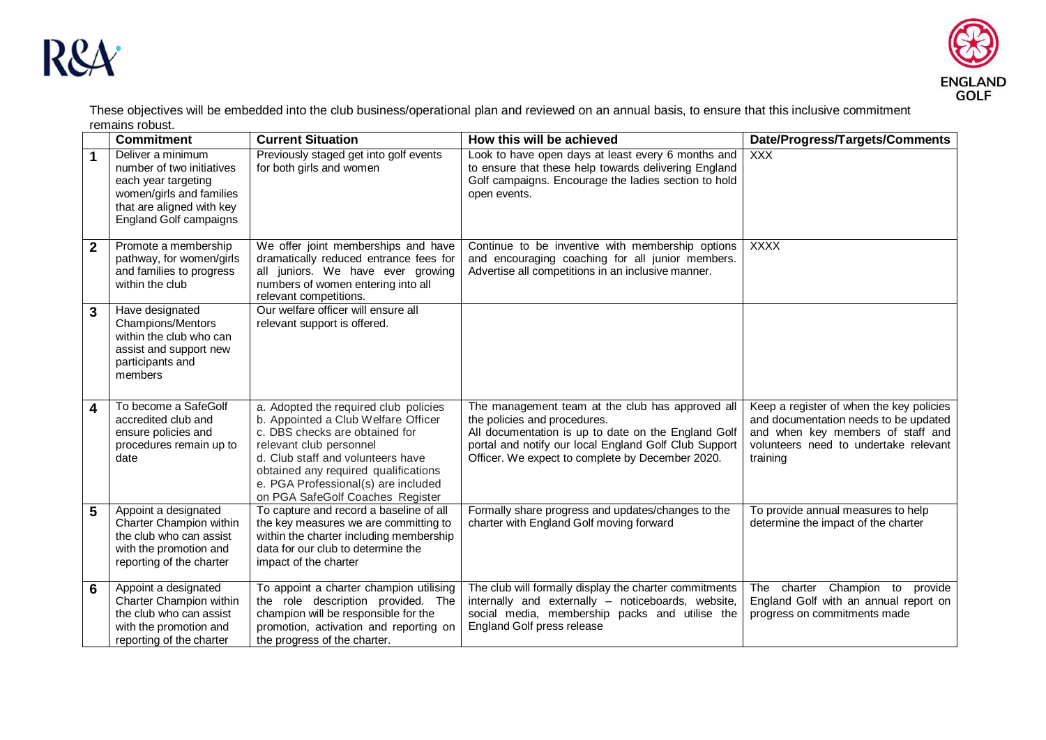These objectives will be embedded into the club business/operational plan and reviewed on an annual basis, to ensure that this inclusive commitment remains robust.

| | Commitment | Current Situation | How this will be achieved | Date/Progress/Targets/Comments |
|---|---|---|---|---|
| 1 | Deliver a minimum number of two initiatives each year targeting women/girls and families that are aligned with key England Golf campaigns | Previously staged get into golf events for both girls and women | Look to have open days at least every 6 months and to ensure that these help towards delivering England Golf campaigns. Encourage the ladies section to hold open events. | XXX |
| 2 | Promote a membership pathway, for women/girls and families to progress within the club | We offer joint memberships and have dramatically reduced entrance fees for all juniors. We have ever growing numbers of women entering into all relevant competitions. | Continue to be inventive with membership options and encouraging coaching for all junior members. Advertise all competitions in an inclusive manner. | XXXX |
| 3 | Have designated Champions/Mentors within the club who can assist and support new participants and members | Our welfare officer will ensure all relevant support is offered. | | |
| 4 | To become a SafeGolf accredited club and ensure policies and procedures remain up to date | a. Adopted the required club policies<br>b. Appointed a Club Welfare Officer<br>c. DBS checks are obtained for relevant club personnel<br>d. Club staff and volunteers have obtained any required qualifications<br>e. PGA Professional(s) are included on PGA SafeGolf Coaches Register | The management team at the club has approved all the policies and procedures.<br>All documentation is up to date on the England Golf portal and notify our local England Golf Club Support Officer. We expect to complete by December 2020. | Keep a register of when the key policies and documentation needs to be updated and when key members of staff and volunteers need to undertake relevant training |
| 5 | Appoint a designated Charter Champion within the club who can assist with the promotion and reporting of the charter | To capture and record a baseline of all the key measures we are committing to within the charter including membership data for our club to determine the impact of the charter | Formally share progress and updates/changes to the charter with England Golf moving forward | To provide annual measures to help determine the impact of the charter |
| 6 | Appoint a designated Charter Champion within the club who can assist with the promotion and reporting of the charter | To appoint a charter champion utilising the role description provided. The champion will be responsible for the promotion, activation and reporting on the progress of the charter. | The club will formally display the charter commitments internally and externally – noticeboards, website, social media, membership packs and utilise the England Golf press release | The charter Champion to provide England Golf with an annual report on progress on commitments made |